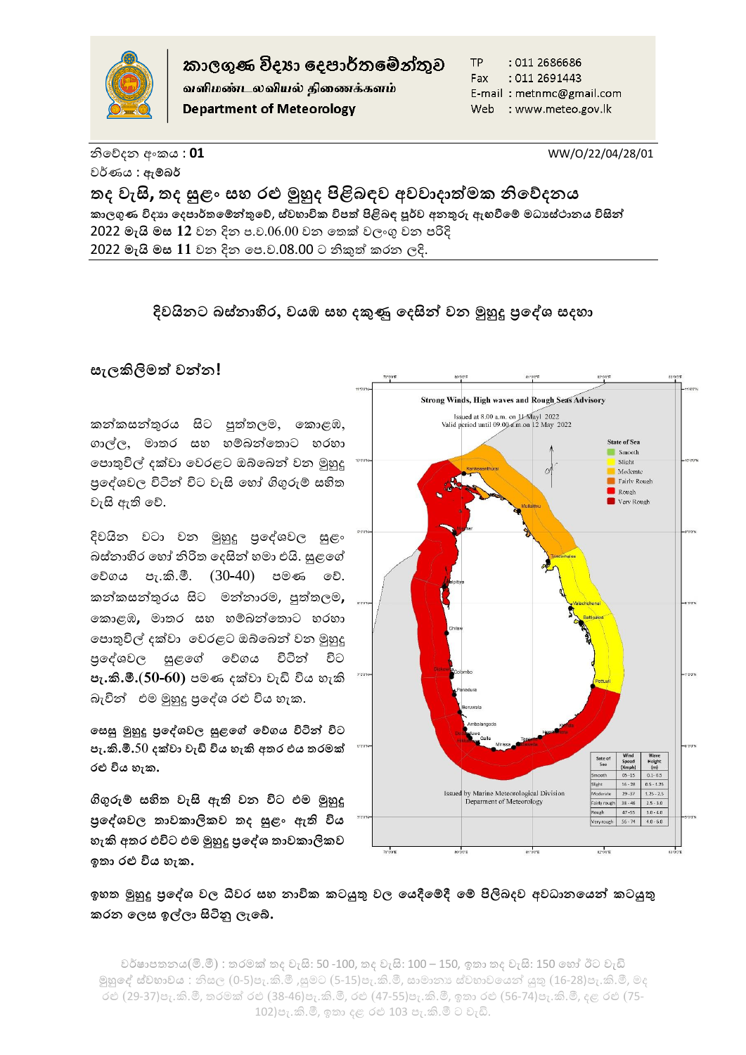කාලගුණ විද්‍යා දෙපාර්තමේන්තුව
வளிமண்டலவியல் திணைக்களம்
**Department of Meteorology**

TP : 011 2686686
Fax : 011 2691443
E-mail : metnmc@gmail.com
Web : www.meteo.gov.lk

නිවේදන අංකය : **01**

WW/O/22/04/28/01

වර්ණය : ඇම්බර්

# තද වැසි, තද සුළං සහ රළු මුහුද පිළිබඳව අවවාදාත්මක නිවේදනය

**කාලගුණ විද්‍යා දෙපාර්තමේන්තුවේ, ස්වභාවික විපත් පිළිබඳ පූර්ව අනතුරු ඇඟවීමේ මධ්‍යස්ථානය විසින්**
2022 මැයි මස 12 වන දින ප.ව.06.00 වන තෙක් වලංගු වන පරිදි
2022 මැයි මස 11 වන දින පෙ.ව.08.00 ට නිකුත් කරන ලදි.

## දිවයිනට බස්නාහිර, වයඹ සහ දකුණු දෙසින් වන මුහුදු ප්‍රදේශ සඳහා

**සැලකිලිමත් වන්න!**

කන්කසන්තුරය සිට පුත්තලම, කොළඹ, ගාල්ල, මාතර සහ හම්බන්තොට හරහා පොතුවිල් දක්වා වෙරළට ඔබ්බෙන් වන මුහුදු ප්‍රදේශවල විටින් විට වැසි හෝ ගිගුරුම් සහිත වැසි ඇති වේ.

දිවයින වටා වන මුහුදු ප්‍රදේශවල සුළං බස්නාහිර හෝ නිරිත දෙසින් හමා එයි. සුළගේ වේගය පැ.කි.මී. (30-40) පමණ වේ. කන්කසන්තුරය සිට මන්නාරම, පුත්තලම, කොළඹ, මාතර සහ හම්බන්තොට හරහා පොතුවිල් දක්වා වෙරළට ඔබ්බෙන් වන මුහුදු ප්‍රදේශවල සුළගේ වේගය විටින් විට **පැ.කි.මී.(50-60)** පමණ දක්වා වැඩි විය හැකි බැවින් එම මුහුදු ප්‍රදේශ රළු විය හැක.

**සෙසු මුහුදු ප්‍රදේශවල සුළගේ වේගය විටින් විට පැ.කි.මී.50 දක්වා වැඩි විය හැකි අතර එය තරමක් රළු විය හැක.**

**ගිගුරුම් සහිත වැසි ඇති වන විට එම මුහුදු ප්‍රදේශවල තාවකාලිකව තද සුළං ඇති විය හැකි අතර එවිට එම මුහුදු ප්‍රදේශ තාවකාලිකව ඉතා රළු විය හැක.**

Strong Winds, High waves and Rough Seas Advisory
Issued at 8.00 a.m. on 11 May 2022
Valid period until 09.00 a.m on 12 May 2022

State of Sea: Smooth, Slight, Moderate, Fairly Rough, Rough, Very Rough

| State of Sea | Wind Speed (Kmph) | Wave Height (m) |
|---|---|---|
| Smooth | 05 - 15 | 0.1 - 0.5 |
| Slight | 16 - 28 | 0.5 - 1.25 |
| Moderate | 29 - 37 | 1.25 - 2.5 |
| Fairly rough | 38 - 46 | 2.5 - 3.0 |
| Rough | 47 - 55 | 3.0 - 4.0 |
| Very rough | 56 - 74 | 4.0 - 6.0 |

Issued by Marine Meteorological Division
Department of Meteorology

**ඉහත මුහුදු ප්‍රදේශ වල ධීවර සහ නාවික කටයුතු වල යෙදීමේදී මේ පිළිබඳව අවධානයෙන් කටයුතු කරන ලෙස ඉල්ලා සිටිනු ලැබේ.**

වර්ෂාපතනය(මි.මී) : තරමක් තද වැසි: 50 -100, තද වැසි: 100 – 150, ඉතා තද වැසි: 150 හෝ ඊට වැඩි
මුහුදේ ස්වභාවය : නිසල (0-5)පැ.කි.මී ,සුමට (5-15)පැ.කි.මී, සාමාන්‍ය ස්වභාවයෙන් යුතු (16-28)පැ.කි.මී, මද රළු (29-37)පැ.කි.මී, තරමක් රළු (38-46)පැ.කි.මී, රළු (47-55)පැ.කි.මී, ඉතා රළු (56-74)පැ.කි.මී, දළ රළු (75-102)පැ.කි.මී, ඉතා දළ රළු 103 පැ.කි.මී ට වැඩි.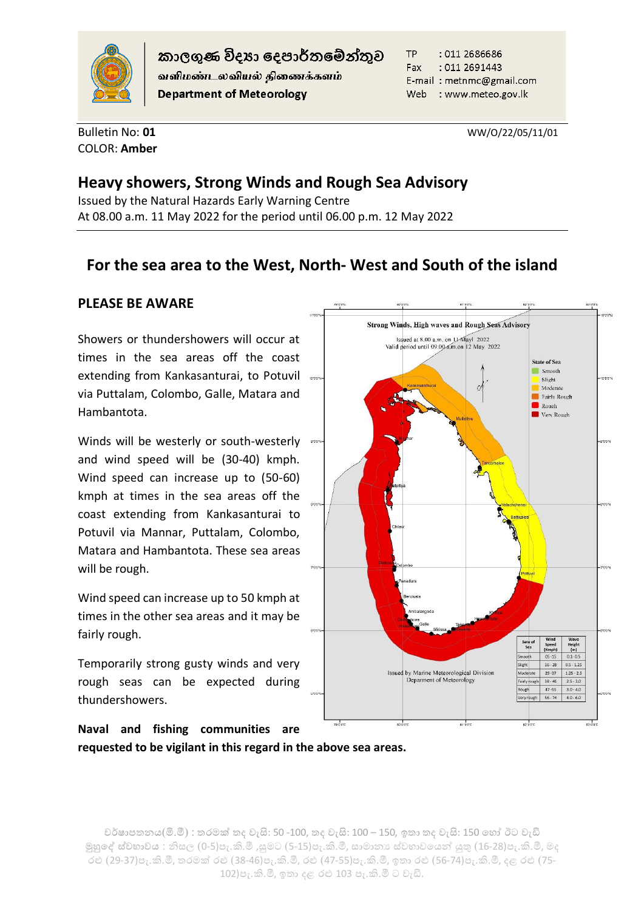කාලගුණ විද්‍යා දෙපාර්තමේන්තුව
வளிமண்டலவியல் திணைக்களம்
**Department of Meteorology**

TP : 011 2686686
Fax : 011 2691443
E-mail : metnmc@gmail.com
Web : www.meteo.gov.lk

Bulletin No: **01**
COLOR: **Amber**

WW/O/22/05/11/01

# Heavy showers, Strong Winds and Rough Sea Advisory

Issued by the Natural Hazards Early Warning Centre
At 08.00 a.m. 11 May 2022 for the period until 06.00 p.m. 12 May 2022

## For the sea area to the West, North- West and South of the island

### PLEASE BE AWARE

Showers or thundershowers will occur at times in the sea areas off the coast extending from Kankasanturai, to Potuvil via Puttalam, Colombo, Galle, Matara and Hambantota.

Winds will be westerly or south-westerly and wind speed will be (30-40) kmph. Wind speed can increase up to (50-60) kmph at times in the sea areas off the coast extending from Kankasanturai to Potuvil via Mannar, Puttalam, Colombo, Matara and Hambantota. These sea areas will be rough.

Wind speed can increase up to 50 kmph at times in the other sea areas and it may be fairly rough.

Temporarily strong gusty winds and very rough seas can be expected during thundershowers.

Strong Winds, High waves and Rough Seas Advisory
Issued at 8.00 a.m. on 11 Mayl 2022
Valid period until 09.00 a.m.on 12 May 2022

State of Sea
Smooth
Slight
Moderate
Fairly Rough
Rough
Very Rough

| State of Sea | Wind Speed (Kmph) | Wave Height (m) |
|---|---|---|
| Smooth | 05 - 15 | 0.1 - 0.5 |
| Slight | 16 - 28 | 0.5 - 1.25 |
| Moderate | 29 - 37 | 1.25 - 2.5 |
| Fairly rough | 38 - 46 | 2.5 - 3.0 |
| Rough | 47 - 55 | 3.0 - 4.0 |
| Very rough | 56 - 74 | 4.0 - 6.0 |

Issued by Marine Meteorological Division
Department of Meteorology

**Naval and fishing communities are requested to be vigilant in this regard in the above sea areas.**

වර්ෂාපතනය(මි.මී) : තරමක් තද වැසි: 50 -100, තද වැසි: 100 – 150, ඉතා තද වැසි: 150 හෝ ඊට වැඩි
මුහුදේ ස්වභාවය : නිසල (0-5)පැ.කි.මී ,සුමට (5-15)පැ.කි.මී, සාමාන්‍ය ස්වභාවයෙන් යුතු (16-28)පැ.කි.මී, මද රළු (29-37)පැ.කි.මී, තරමක් රළු (38-46)පැ.කි.මී, රළු (47-55)පැ.කි.මී, ඉතා රළු (56-74)පැ.කි.මී, දළ රළු (75-102)පැ.කි.මී, ඉතා දළ රළු 103 පැ.කි.මී ට වැඩි.